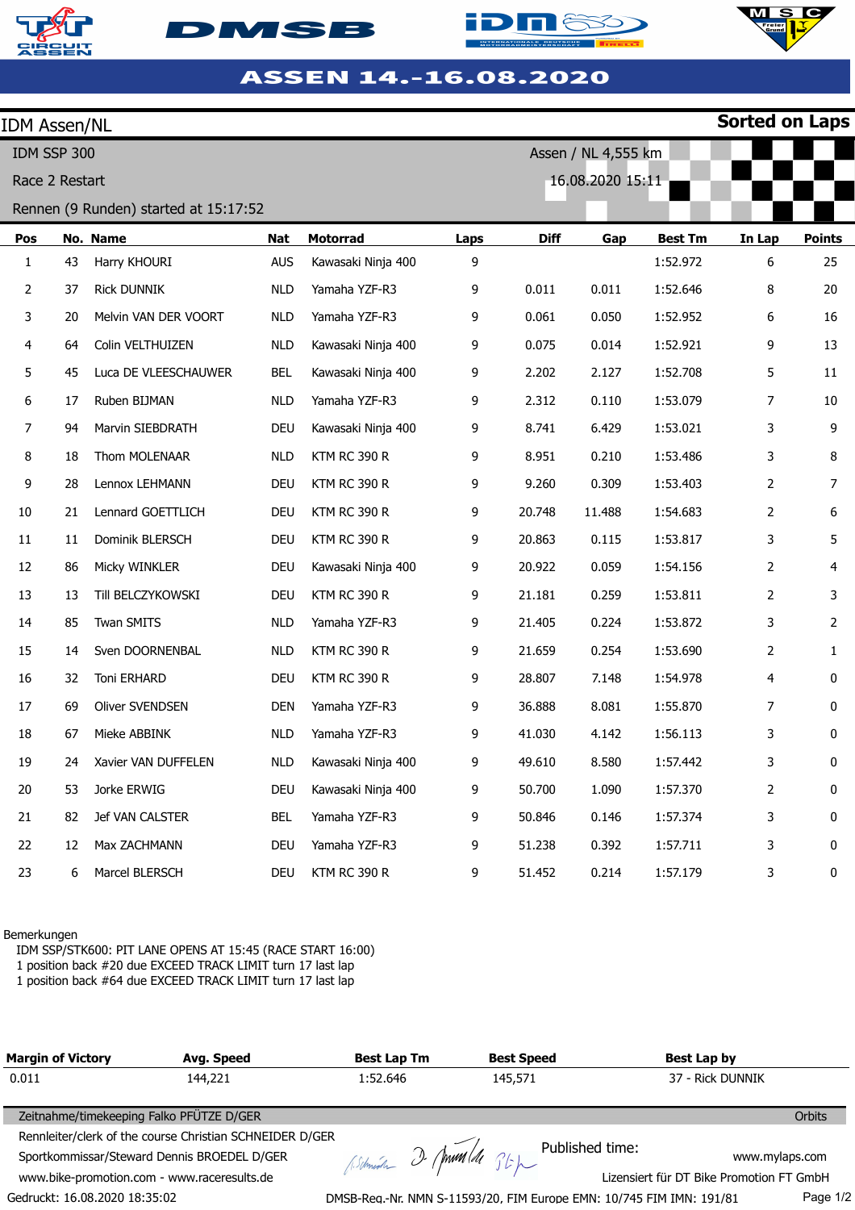# ASSEN 14.-16.08.2020

## IDM Assen/NL

**Sorted on Laps**

IDM SSP 300

Race 2 Restart

Rennen (9 Runden) started at 15:17:52

Assen / NL 4,555 km

16.08.2020 15:11

| Pos | No. | Name | Nat | Motorrad | Laps | Diff | Gap | Best Tm | In Lap | Points |
|---|---|---|---|---|---|---|---|---|---|---|
| 1 | 43 | Harry KHOURI | AUS | Kawasaki Ninja 400 | 9 | | | 1:52.972 | 6 | 25 |
| 2 | 37 | Rick DUNNIK | NLD | Yamaha YZF-R3 | 9 | 0.011 | 0.011 | 1:52.646 | 8 | 20 |
| 3 | 20 | Melvin VAN DER VOORT | NLD | Yamaha YZF-R3 | 9 | 0.061 | 0.050 | 1:52.952 | 6 | 16 |
| 4 | 64 | Colin VELTHUIZEN | NLD | Kawasaki Ninja 400 | 9 | 0.075 | 0.014 | 1:52.921 | 9 | 13 |
| 5 | 45 | Luca DE VLEESCHAUWER | BEL | Kawasaki Ninja 400 | 9 | 2.202 | 2.127 | 1:52.708 | 5 | 11 |
| 6 | 17 | Ruben BIJMAN | NLD | Yamaha YZF-R3 | 9 | 2.312 | 0.110 | 1:53.079 | 7 | 10 |
| 7 | 94 | Marvin SIEBDRATH | DEU | Kawasaki Ninja 400 | 9 | 8.741 | 6.429 | 1:53.021 | 3 | 9 |
| 8 | 18 | Thom MOLENAAR | NLD | KTM RC 390 R | 9 | 8.951 | 0.210 | 1:53.486 | 3 | 8 |
| 9 | 28 | Lennox LEHMANN | DEU | KTM RC 390 R | 9 | 9.260 | 0.309 | 1:53.403 | 2 | 7 |
| 10 | 21 | Lennard GOETTLICH | DEU | KTM RC 390 R | 9 | 20.748 | 11.488 | 1:54.683 | 2 | 6 |
| 11 | 11 | Dominik BLERSCH | DEU | KTM RC 390 R | 9 | 20.863 | 0.115 | 1:53.817 | 3 | 5 |
| 12 | 86 | Micky WINKLER | DEU | Kawasaki Ninja 400 | 9 | 20.922 | 0.059 | 1:54.156 | 2 | 4 |
| 13 | 13 | Till BELCZYKOWSKI | DEU | KTM RC 390 R | 9 | 21.181 | 0.259 | 1:53.811 | 2 | 3 |
| 14 | 85 | Twan SMITS | NLD | Yamaha YZF-R3 | 9 | 21.405 | 0.224 | 1:53.872 | 3 | 2 |
| 15 | 14 | Sven DOORNENBAL | NLD | KTM RC 390 R | 9 | 21.659 | 0.254 | 1:53.690 | 2 | 1 |
| 16 | 32 | Toni ERHARD | DEU | KTM RC 390 R | 9 | 28.807 | 7.148 | 1:54.978 | 4 | 0 |
| 17 | 69 | Oliver SVENDSEN | DEN | Yamaha YZF-R3 | 9 | 36.888 | 8.081 | 1:55.870 | 7 | 0 |
| 18 | 67 | Mieke ABBINK | NLD | Yamaha YZF-R3 | 9 | 41.030 | 4.142 | 1:56.113 | 3 | 0 |
| 19 | 24 | Xavier VAN DUFFELEN | NLD | Kawasaki Ninja 400 | 9 | 49.610 | 8.580 | 1:57.442 | 3 | 0 |
| 20 | 53 | Jorke ERWIG | DEU | Kawasaki Ninja 400 | 9 | 50.700 | 1.090 | 1:57.370 | 2 | 0 |
| 21 | 82 | Jef VAN CALSTER | BEL | Yamaha YZF-R3 | 9 | 50.846 | 0.146 | 1:57.374 | 3 | 0 |
| 22 | 12 | Max ZACHMANN | DEU | Yamaha YZF-R3 | 9 | 51.238 | 0.392 | 1:57.711 | 3 | 0 |
| 23 | 6 | Marcel BLERSCH | DEU | KTM RC 390 R | 9 | 51.452 | 0.214 | 1:57.179 | 3 | 0 |

Bemerkungen
- IDM SSP/STK600: PIT LANE OPENS AT 15:45 (RACE START 16:00)
- 1 position back #20 due EXCEED TRACK LIMIT turn 17 last lap
- 1 position back #64 due EXCEED TRACK LIMIT turn 17 last lap

| Margin of Victory | Avg. Speed | Best Lap Tm | Best Speed | Best Lap by |
|---|---|---|---|---|
| 0.011 | 144,221 | 1:52.646 | 145,571 | 37 - Rick DUNNIK |

Zeitnahme/timekeeping Falko PFÜTZE D/GER

Orbits

Rennleiter/clerk of the course Christian SCHNEIDER D/GER

Sportkommissar/Steward Dennis BROEDEL D/GER

Published time:

www.mylaps.com

www.bike-promotion.com - www.raceresults.de

Lizensiert für DT Bike Promotion FT GmbH

Gedruckt: 16.08.2020 18:35:02

DMSB-Reg.-Nr. NMN S-11593/20, FIM Europe EMN: 10/745 FIM IMN: 191/81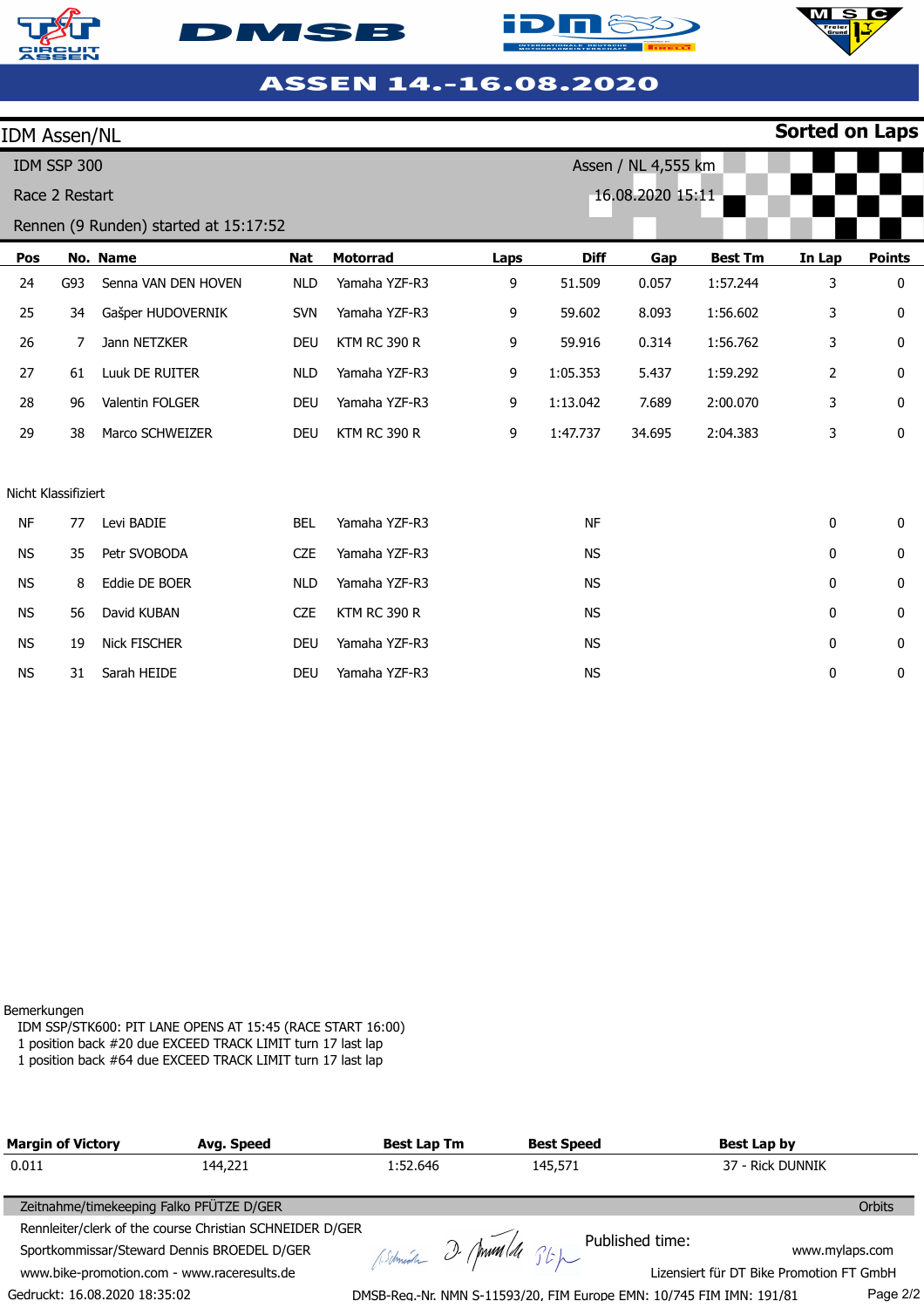# ASSEN 14.-16.08.2020

## IDM Assen/NL

**Sorted on Laps**

IDM SSP 300
Race 2 Restart
Rennen (9 Runden) started at 15:17:52

Assen / NL 4,555 km
16.08.2020 15:11

| Pos | No. | Name | Nat | Motorrad | Laps | Diff | Gap | Best Tm | In Lap | Points |
|---|---|---|---|---|---|---|---|---|---|---|
| 24 | G93 | Senna VAN DEN HOVEN | NLD | Yamaha YZF-R3 | 9 | 51.509 | 0.057 | 1:57.244 | 3 | 0 |
| 25 | 34 | Gašper HUDOVERNIK | SVN | Yamaha YZF-R3 | 9 | 59.602 | 8.093 | 1:56.602 | 3 | 0 |
| 26 | 7 | Jann NETZKER | DEU | KTM RC 390 R | 9 | 59.916 | 0.314 | 1:56.762 | 3 | 0 |
| 27 | 61 | Luuk DE RUITER | NLD | Yamaha YZF-R3 | 9 | 1:05.353 | 5.437 | 1:59.292 | 2 | 0 |
| 28 | 96 | Valentin FOLGER | DEU | Yamaha YZF-R3 | 9 | 1:13.042 | 7.689 | 2:00.070 | 3 | 0 |
| 29 | 38 | Marco SCHWEIZER | DEU | KTM RC 390 R | 9 | 1:47.737 | 34.695 | 2:04.383 | 3 | 0 |
| **Nicht Klassifiziert** | | | | | | | | | | |
| NF | 77 | Levi BADIE | BEL | Yamaha YZF-R3 | | NF | | | 0 | 0 |
| NS | 35 | Petr SVOBODA | CZE | Yamaha YZF-R3 | | NS | | | 0 | 0 |
| NS | 8 | Eddie DE BOER | NLD | Yamaha YZF-R3 | | NS | | | 0 | 0 |
| NS | 56 | David KUBAN | CZE | KTM RC 390 R | | NS | | | 0 | 0 |
| NS | 19 | Nick FISCHER | DEU | Yamaha YZF-R3 | | NS | | | 0 | 0 |
| NS | 31 | Sarah HEIDE | DEU | Yamaha YZF-R3 | | NS | | | 0 | 0 |

Bemerkungen
IDM SSP/STK600: PIT LANE OPENS AT 15:45 (RACE START 16:00)
1 position back #20 due EXCEED TRACK LIMIT turn 17 last lap
1 position back #64 due EXCEED TRACK LIMIT turn 17 last lap

| Margin of Victory | Avg. Speed | Best Lap Tm | Best Speed | Best Lap by |
|---|---|---|---|---|
| 0.011 | 144,221 | 1:52.646 | 145,571 | 37 - Rick DUNNIK |

Zeitnahme/timekeeping Falko PFÜTZE D/GER
Orbits
Rennleiter/clerk of the course Christian SCHNEIDER D/GER
Sportkommissar/Steward Dennis BROEDEL D/GER
Published time:
www.bike-promotion.com - www.raceresults.de
www.mylaps.com
Lizensiert für DT Bike Promotion FT GmbH
Gedruckt: 16.08.2020 18:35:02
DMSB-Reg.-Nr. NMN S-11593/20, FIM Europe EMN: 10/745 FIM IMN: 191/81